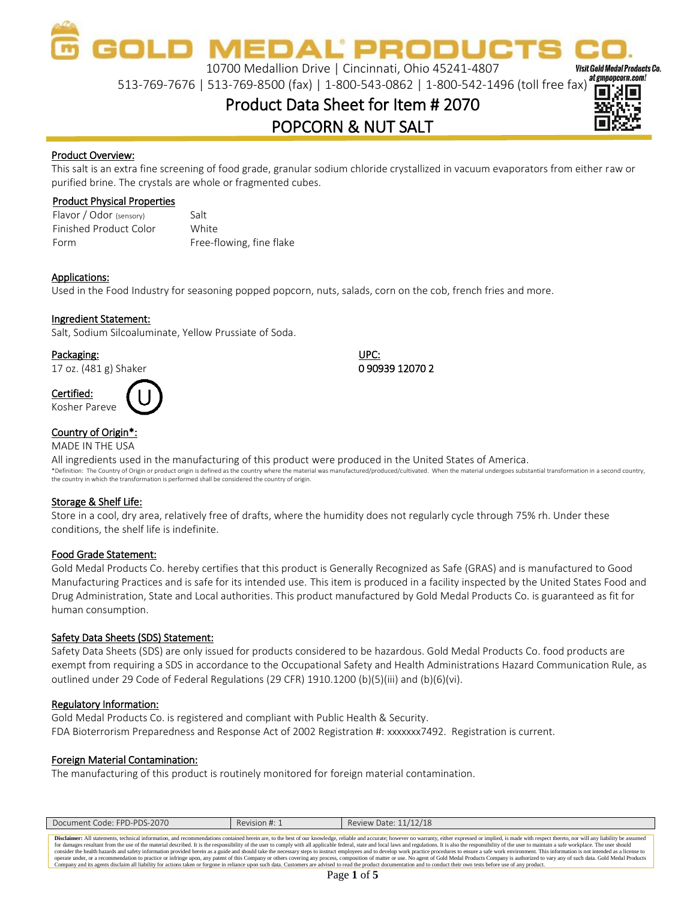# GOLD MEDAL® PRODUCTS CO.

10700 Medallion Drive | Cincinnati, Ohio 45241-4807

513-769-7676 | 513-769-8500 (fax) | 1-800-543-0862 | 1-800-542-1496 (toll free fax)

Visit Gold Medal Products Co. at gmpopcorn.com!

## Product Data Sheet for Item # 2070

## POPCORN & NUT SALT

### Product Overview:

This salt is an extra fine screening of food grade, granular sodium chloride crystallized in vacuum evaporators from either raw or purified brine. The crystals are whole or fragmented cubes.

### Product Physical Properties

| | |
|---|---|
| Flavor / Odor (sensory) | Salt |
| Finished Product Color | White |
| Form | Free-flowing, fine flake |

### Applications:

Used in the Food Industry for seasoning popped popcorn, nuts, salads, corn on the cob, french fries and more.

### Ingredient Statement:

Salt, Sodium Silcoaluminate, Yellow Prussiate of Soda.

### Packaging:

17 oz. (481 g) Shaker

### UPC:

**0 90939 12070 2**

### Certified:

Kosher Pareve

### Country of Origin*:

MADE IN THE USA

All ingredients used in the manufacturing of this product were produced in the United States of America.

*Definition: The Country of Origin or product origin is defined as the country where the material was manufactured/produced/cultivated. When the material undergoes substantial transformation in a second country, the country in which the transformation is performed shall be considered the country of origin.

### Storage & Shelf Life:

Store in a cool, dry area, relatively free of drafts, where the humidity does not regularly cycle through 75% rh. Under these conditions, the shelf life is indefinite.

### Food Grade Statement:

Gold Medal Products Co. hereby certifies that this product is Generally Recognized as Safe (GRAS) and is manufactured to Good Manufacturing Practices and is safe for its intended use. This item is produced in a facility inspected by the United States Food and Drug Administration, State and Local authorities. This product manufactured by Gold Medal Products Co. is guaranteed as fit for human consumption.

### Safety Data Sheets (SDS) Statement:

Safety Data Sheets (SDS) are only issued for products considered to be hazardous. Gold Medal Products Co. food products are exempt from requiring a SDS in accordance to the Occupational Safety and Health Administrations Hazard Communication Rule, as outlined under 29 Code of Federal Regulations (29 CFR) 1910.1200 (b)(5)(iii) and (b)(6)(vi).

### Regulatory Information:

Gold Medal Products Co. is registered and compliant with Public Health & Security.

FDA Bioterrorism Preparedness and Response Act of 2002 Registration #: xxxxxxx7492. Registration is current.

### Foreign Material Contamination:

The manufacturing of this product is routinely monitored for foreign material contamination.

| Document Code: FPD-PDS-2070 | Revision #: 1 | Review Date: 11/12/18 |
|---|---|---|

**Disclaimer:** All statements, technical information, and recommendations contained herein are, to the best of our knowledge, reliable and accurate; however no warranty, either expressed or implied, is made with respect thereto, nor will any liability be assumed for damages resultant from the use of the material described. It is the responsibility of the user to comply with all applicable federal, state and local laws and regulations. It is also the responsibility of the user to maintain a safe workplace. The user should consider the health hazards and safety information provided herein as a guide and should take the necessary steps to instruct employees and to develop work practice procedures to ensure a safe work environment. This information is not intended as a license to operate under, or a recommendation to practice or infringe upon, any patent of this Company or others covering any process, composition of matter or use. No agent of Gold Medal Products Company is authorized to vary any of such data. Gold Medal Products Company and its agents disclaim all liability for actions taken or forgone in reliance upon such data. Customers are advised to read the product documentation and to conduct their own tests before use of any product.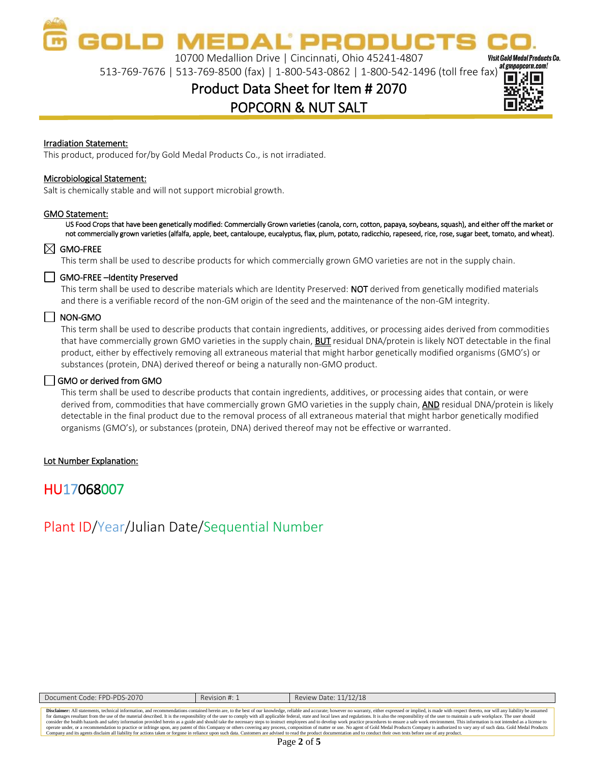# GOLD MEDAL PRODUCTS CO.

10700 Medallion Drive | Cincinnati, Ohio 45241-4807

513-769-7676 | 513-769-8500 (fax) | 1-800-543-0862 | 1-800-542-1496 (toll free fax)

Visit Gold Medal Products Co. at gmpopcorn.com!

## Product Data Sheet for Item # 2070

## POPCORN & NUT SALT

**Irradiation Statement:**

This product, produced for/by Gold Medal Products Co., is not irradiated.

**Microbiological Statement:**

Salt is chemically stable and will not support microbial growth.

**GMO Statement:**

US Food Crops that have been genetically modified: Commercially Grown varieties (canola, corn, cotton, papaya, soybeans, squash), and either off the market or not commercially grown varieties (alfalfa, apple, beet, cantaloupe, eucalyptus, flax, plum, potato, radicchio, rapeseed, rice, rose, sugar beet, tomato, and wheat).

☒ GMO-FREE

This term shall be used to describe products for which commercially grown GMO varieties are not in the supply chain.

☐ GMO-FREE –Identity Preserved

This term shall be used to describe materials which are Identity Preserved: NOT derived from genetically modified materials and there is a verifiable record of the non-GM origin of the seed and the maintenance of the non-GM integrity.

☐ NON-GMO

This term shall be used to describe products that contain ingredients, additives, or processing aides derived from commodities that have commercially grown GMO varieties in the supply chain, **BUT** residual DNA/protein is likely NOT detectable in the final product, either by effectively removing all extraneous material that might harbor genetically modified organisms (GMO's) or substances (protein, DNA) derived thereof or being a naturally non-GMO product.

☐ GMO or derived from GMO

This term shall be used to describe products that contain ingredients, additives, or processing aides that contain, or were derived from, commodities that have commercially grown GMO varieties in the supply chain, **AND** residual DNA/protein is likely detectable in the final product due to the removal process of all extraneous material that might harbor genetically modified organisms (GMO's), or substances (protein, DNA) derived thereof may not be effective or warranted.

**Lot Number Explanation:**

HU17068007

Plant ID/Year/Julian Date/Sequential Number

| Document Code: FPD-PDS-2070 | Revision #: 1 | Review Date: 11/12/18 |
|---|---|---|

**Disclaimer:** All statements, technical information, and recommendations contained herein are, to the best of our knowledge, reliable and accurate; however no warranty, either expressed or implied, is made with respect thereto, nor will any liability be assumed for damages resultant from the use of the material described. It is the responsibility of the user to comply with all applicable federal, state and local laws and regulations. It is also the responsibility of the user to maintain a safe workplace. The user should consider the health hazards and safety information provided herein as a guide and should take the necessary steps to instruct employees and to develop work practice procedures to ensure a safe work environment. This information is not intended as a license to operate under, or a recommendation to practice or infringe upon, any patent of this Company or others covering any process, composition of matter or use. No agent of Gold Medal Products Company is authorized to vary any of such data. Gold Medal Products Company and its agents disclaim all liability for actions taken or forgone in reliance upon such data. Customers are advised to read the product documentation and to conduct their own tests before use of any product.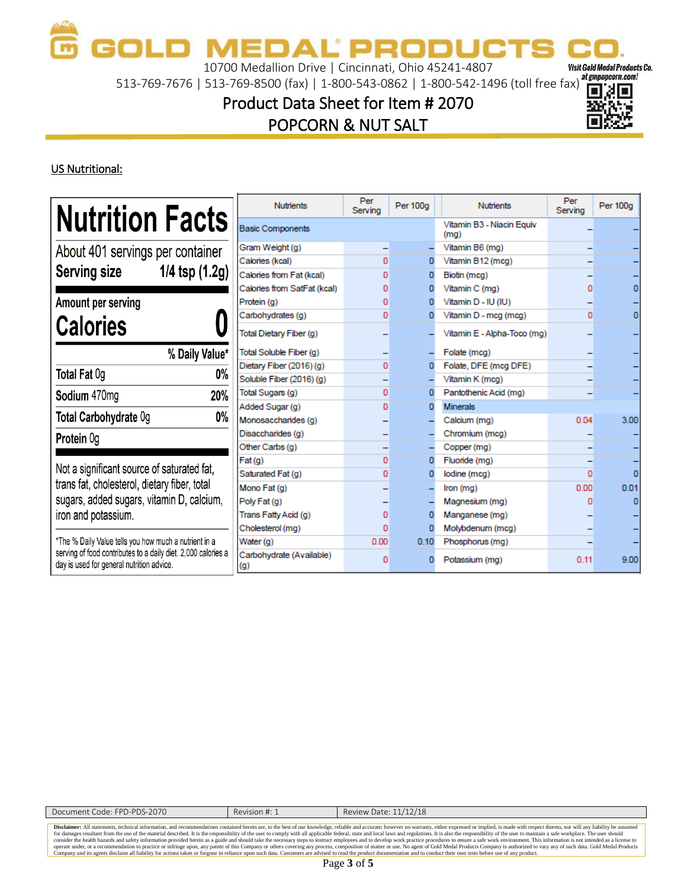# GOLD MEDAL PRODUCTS CO.

10700 Medallion Drive | Cincinnati, Ohio 45241-4807

513-769-7676 | 513-769-8500 (fax) | 1-800-543-0862 | 1-800-542-1496 (toll free fax)

Visit Gold Medal Products Co. at gmpopcorn.com!

## Product Data Sheet for Item # 2070

## POPCORN & NUT SALT

US Nutritional:

**Nutrition Facts**

About 401 servings per container

**Serving size 1/4 tsp (1.2g)**

**Amount per serving**

**Calories 0**

| | % Daily Value* |
|---|---|
| **Total Fat** 0g | **0%** |
| **Sodium** 470mg | **20%** |
| **Total Carbohydrate** 0g | **0%** |
| **Protein** 0g | |

Not a significant source of saturated fat, trans fat, cholesterol, dietary fiber, total sugars, added sugars, vitamin D, calcium, iron and potassium.

*The % Daily Value tells you how much a nutrient in a serving of food contributes to a daily diet. 2,000 calories a day is used for general nutrition advice.

| Nutrients | Per Serving | Per 100g | Nutrients | Per Serving | Per 100g |
|---|---|---|---|---|---|
| Basic Components | | | Vitamin B3 - Niacin Equiv (mg) | – | – |
| Gram Weight (g) | – | – | Vitamin B6 (mg) | – | – |
| Calories (kcal) | 0 | 0 | Vitamin B12 (mcg) | – | – |
| Calories from Fat (kcal) | 0 | 0 | Biotin (mcg) | – | – |
| Calories from SatFat (kcal) | 0 | 0 | Vitamin C (mg) | 0 | 0 |
| Protein (g) | 0 | 0 | Vitamin D - IU (IU) | – | – |
| Carbohydrates (g) | 0 | 0 | Vitamin D - mcg (mcg) | 0 | 0 |
| Total Dietary Fiber (g) | – | – | Vitamin E - Alpha-Toco (mg) | – | – |
| Total Soluble Fiber (g) | – | – | Folate (mcg) | – | – |
| Dietary Fiber (2016) (g) | 0 | 0 | Folate, DFE (mcg DFE) | – | – |
| Soluble Fiber (2016) (g) | – | – | Vitamin K (mcg) | – | – |
| Total Sugars (g) | 0 | 0 | Pantothenic Acid (mg) | – | – |
| Added Sugar (g) | 0 | 0 | Minerals | | |
| Monosaccharides (g) | – | – | Calcium (mg) | 0.04 | 3.00 |
| Disaccharides (g) | – | – | Chromium (mcg) | – | – |
| Other Carbs (g) | – | – | Copper (mg) | – | – |
| Fat (g) | 0 | 0 | Fluoride (mg) | – | – |
| Saturated Fat (g) | 0 | 0 | Iodine (mcg) | 0 | 0 |
| Mono Fat (g) | – | – | Iron (mg) | 0.00 | 0.01 |
| Poly Fat (g) | – | – | Magnesium (mg) | 0 | 0 |
| Trans Fatty Acid (g) | 0 | 0 | Manganese (mg) | – | – |
| Cholesterol (mg) | 0 | 0 | Molybdenum (mcg) | – | – |
| Water (g) | 0.00 | 0.10 | Phosphorus (mg) | – | – |
| Carbohydrate (Available) (g) | 0 | 0 | Potassium (mg) | 0.11 | 9.00 |

| Document Code: FPD-PDS-2070 | Revision #: 1 | Review Date: 11/12/18 |
|---|---|---|

**Disclaimer:** All statements, technical information, and recommendations contained herein are, to the best of our knowledge, reliable and accurate; however no warranty, either expressed or implied, is made with respect thereto, nor will any liability be assumed for damages resultant from the use of the material described. It is the responsibility of the user to comply with all applicable federal, state and local laws and regulations. It is also the responsibility of the user to maintain a safe workplace. The user should consider the health hazards and safety information provided herein as a guide and should take the necessary steps to instruct employees and to develop work practice procedures to ensure a safe work environment. This information is not intended as a license to operate under, or a recommendation to practice or infringe upon, any patent of this Company or others covering any process, composition of matter or use. No agent of Gold Medal Products Company is authorized to vary any of such data. Gold Medal Products Company and its agents disclaim all liability for actions taken or forgone in reliance upon such data. Customers are advised to read the product documentation and to conduct their own tests before use of any product.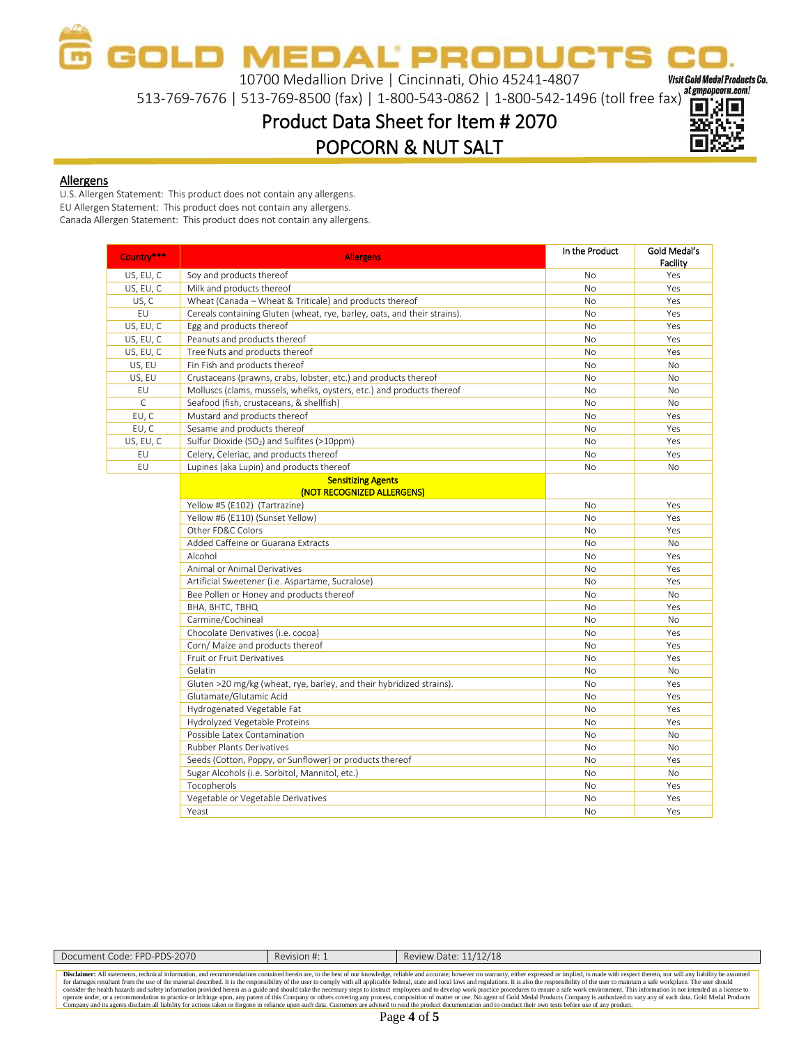# GOLD MEDAL PRODUCTS CO.

10700 Medallion Drive | Cincinnati, Ohio 45241-4807

513-769-7676 | 513-769-8500 (fax) | 1-800-543-0862 | 1-800-542-1496 (toll free fax)

Visit Gold Medal Products Co. at gmpopcorn.com!

## Product Data Sheet for Item # 2070

## POPCORN & NUT SALT

### Allergens

U.S. Allergen Statement: This product does not contain any allergens.
EU Allergen Statement: This product does not contain any allergens.
Canada Allergen Statement: This product does not contain any allergens.

| Country*** | Allergens | In the Product | Gold Medal's Facility |
|---|---|---|---|
| US, EU, C | Soy and products thereof | No | Yes |
| US, EU, C | Milk and products thereof | No | Yes |
| US, C | Wheat (Canada – Wheat & Triticale) and products thereof | No | Yes |
| EU | Cereals containing Gluten (wheat, rye, barley, oats, and their strains). | No | Yes |
| US, EU, C | Egg and products thereof | No | Yes |
| US, EU, C | Peanuts and products thereof | No | Yes |
| US, EU, C | Tree Nuts and products thereof | No | Yes |
| US, EU | Fin Fish and products thereof | No | No |
| US, EU | Crustaceans (prawns, crabs, lobster, etc.) and products thereof | No | No |
| EU | Molluscs (clams, mussels, whelks, oysters, etc.) and products thereof | No | No |
| C | Seafood (fish, crustaceans, & shellfish) | No | No |
| EU, C | Mustard and products thereof | No | Yes |
| EU, C | Sesame and products thereof | No | Yes |
| US, EU, C | Sulfur Dioxide ($SO_2$) and Sulfites (>10ppm) | No | Yes |
| EU | Celery, Celeriac, and products thereof | No | Yes |
| EU | Lupines (aka Lupin) and products thereof | No | No |
| | **Sensitizing Agents (NOT RECOGNIZED ALLERGENS)** | | |
| | Yellow #5 (E102) (Tartrazine) | No | Yes |
| | Yellow #6 (E110) (Sunset Yellow) | No | Yes |
| | Other FD&C Colors | No | Yes |
| | Added Caffeine or Guarana Extracts | No | No |
| | Alcohol | No | Yes |
| | Animal or Animal Derivatives | No | Yes |
| | Artificial Sweetener (i.e. Aspartame, Sucralose) | No | Yes |
| | Bee Pollen or Honey and products thereof | No | No |
| | BHA, BHTC, TBHQ | No | Yes |
| | Carmine/Cochineal | No | No |
| | Chocolate Derivatives (i.e. cocoa) | No | Yes |
| | Corn/ Maize and products thereof | No | Yes |
| | Fruit or Fruit Derivatives | No | Yes |
| | Gelatin | No | No |
| | Gluten >20 mg/kg (wheat, rye, barley, and their hybridized strains). | No | Yes |
| | Glutamate/Glutamic Acid | No | Yes |
| | Hydrogenated Vegetable Fat | No | Yes |
| | Hydrolyzed Vegetable Proteins | No | Yes |
| | Possible Latex Contamination | No | No |
| | Rubber Plants Derivatives | No | No |
| | Seeds (Cotton, Poppy, or Sunflower) or products thereof | No | Yes |
| | Sugar Alcohols (i.e. Sorbitol, Mannitol, etc.) | No | No |
| | Tocopherols | No | Yes |
| | Vegetable or Vegetable Derivatives | No | Yes |
| | Yeast | No | Yes |

| Document Code: FPD-PDS-2070 | Revision #: 1 | Review Date: 11/12/18 |
|---|---|---|

**Disclaimer:** All statements, technical information, and recommendations contained herein are, to the best of our knowledge, reliable and accurate; however no warranty, either expressed or implied, is made with respect thereto, nor will any liability be assumed for damages resultant from the use of the material described. It is the responsibility of the user to comply with all applicable federal, state and local laws and regulations. It is also the responsibility of the user to maintain a safe workplace. The user should consider the health hazards and safety information provided herein as a guide and should take the necessary steps to instruct employees and to develop work practice procedures to ensure a safe work environment. This information is not intended as a license to operate under, or a recommendation to practice or infringe upon, any patent of this Company or others covering any process, composition of matter or use. No agent of Gold Medal Products Company is authorized to vary any of such data. Gold Medal Products Company and its agents disclaim all liability for actions taken or forgone in reliance upon such data. Customers are advised to read the product documentation and to conduct their own tests before use of any product.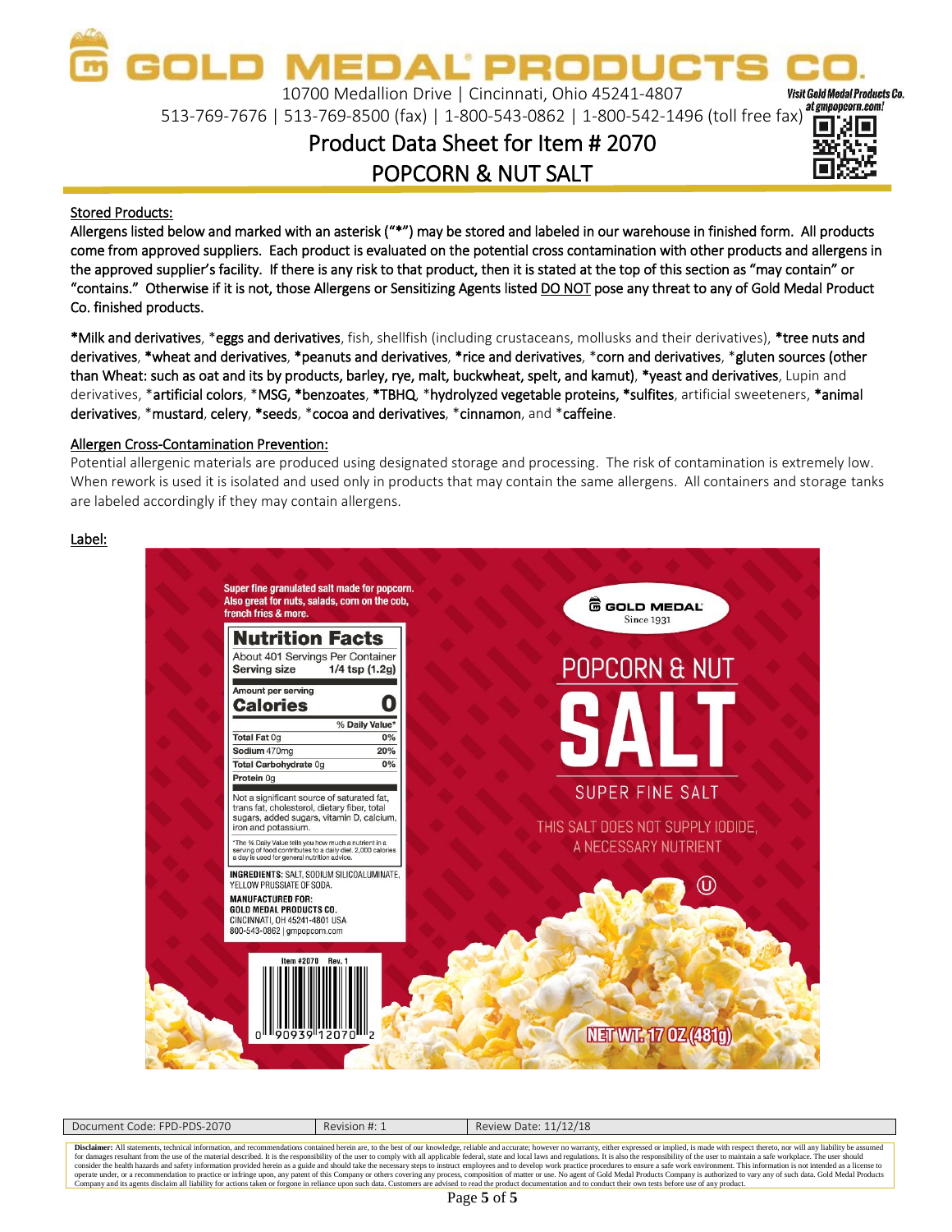# GOLD MEDAL PRODUCTS CO.

10700 Medallion Drive | Cincinnati, Ohio 45241-4807

513-769-7676 | 513-769-8500 (fax) | 1-800-543-0862 | 1-800-542-1496 (toll free fax)

Visit Gold Medal Products Co. at gmpopcorn.com!

## Product Data Sheet for Item # 2070

## POPCORN & NUT SALT

**Stored Products:**

Allergens listed below and marked with an asterisk ("*") may be stored and labeled in our warehouse in finished form. All products come from approved suppliers. Each product is evaluated on the potential cross contamination with other products and allergens in the approved supplier's facility. If there is any risk to that product, then it is stated at the top of this section as "may contain" or "contains." Otherwise if it is not, those Allergens or Sensitizing Agents listed DO NOT pose any threat to any of Gold Medal Product Co. finished products.

*Milk and derivatives, *eggs and derivatives, fish, shellfish (including crustaceans, mollusks and their derivatives), *tree nuts and derivatives, *wheat and derivatives, *peanuts and derivatives, *rice and derivatives, *corn and derivatives, *gluten sources (other than Wheat: such as oat and its by products, barley, rye, malt, buckwheat, spelt, and kamut), *yeast and derivatives, Lupin and derivatives, *artificial colors, *MSG, *benzoates, *TBHQ, *hydrolyzed vegetable proteins, *sulfites, artificial sweeteners, *animal derivatives, *mustard, celery, *seeds, *cocoa and derivatives, *cinnamon, and *caffeine.

**Allergen Cross-Contamination Prevention:**

Potential allergenic materials are produced using designated storage and processing. The risk of contamination is extremely low. When rework is used it is isolated and used only in products that may contain the same allergens. All containers and storage tanks are labeled accordingly if they may contain allergens.

**Label:**

Super fine granulated salt made for popcorn. Also great for nuts, salads, corn on the cob, french fries & more.

**Nutrition Facts**

About 401 Servings Per Container

| | |
|---|---|
| **Serving size** | **1/4 tsp (1.2g)** |
| **Amount per serving** | |
| **Calories** | **0** |
| | **% Daily Value*** |
| **Total Fat** 0g | **0%** |
| **Sodium** 470mg | **20%** |
| **Total Carbohydrate** 0g | **0%** |
| **Protein** 0g | |

Not a significant source of saturated fat, trans fat, cholesterol, dietary fiber, total sugars, added sugars, vitamin D, calcium, iron and potassium.

*The % Daily Value tells you how much a nutrient in a serving of food contributes to a daily diet. 2,000 calories a day is used for general nutrition advice.

**INGREDIENTS:** SALT, SODIUM SILICOALUMINATE, YELLOW PRUSSIATE OF SODA.

**MANUFACTURED FOR:**
**GOLD MEDAL PRODUCTS CO.**
CINCINNATI, OH 45241-4801 USA
800-543-0862 | gmpopcorn.com

Item #2070 Rev. 1

0 90939 12070 2

GOLD MEDAL
Since 1931

POPCORN & NUT
SALT
SUPER FINE SALT

THIS SALT DOES NOT SUPPLY IODIDE, A NECESSARY NUTRIENT

NET WT. 17 OZ (481g)

| Document Code: FPD-PDS-2070 | Revision #: 1 | Review Date: 11/12/18 |
|---|---|---|

**Disclaimer:** All statements, technical information, and recommendations contained herein are, to the best of our knowledge, reliable and accurate; however no warranty, either expressed or implied, is made with respect thereto, nor will any liability be assumed for damages resultant from the use of the material described. It is the responsibility of the user to comply with all applicable federal, state and local laws and regulations. It is also the responsibility of the user to maintain a safe workplace. The user should consider the health hazards and safety information provided herein as a guide and should take the necessary steps to instruct employees and to develop work practice procedures to ensure a safe work environment. This information is not intended as a license to operate under, or a recommendation to practice or infringe upon, any patent of this Company or others covering any process, composition of matter or use. No agent of Gold Medal Products Company is authorized to vary any of such data. Gold Medal Products Company and its agents disclaim all liability for actions taken or forgone in reliance upon such data. Customers are advised to read the product documentation and to conduct their own tests before use of any product.